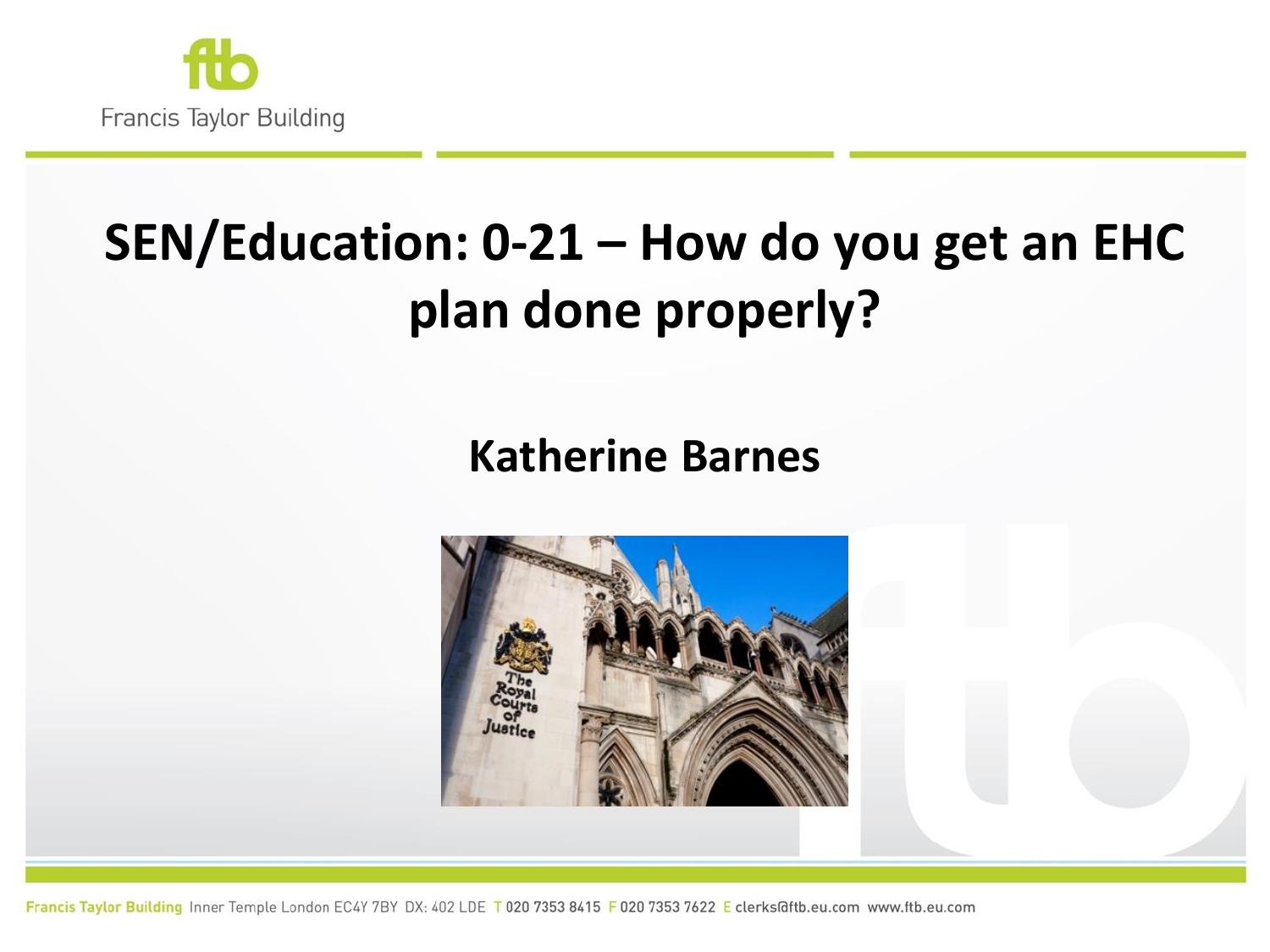# SEN/Education: 0-21 – How do you get an EHC plan done properly?

**Katherine Barnes**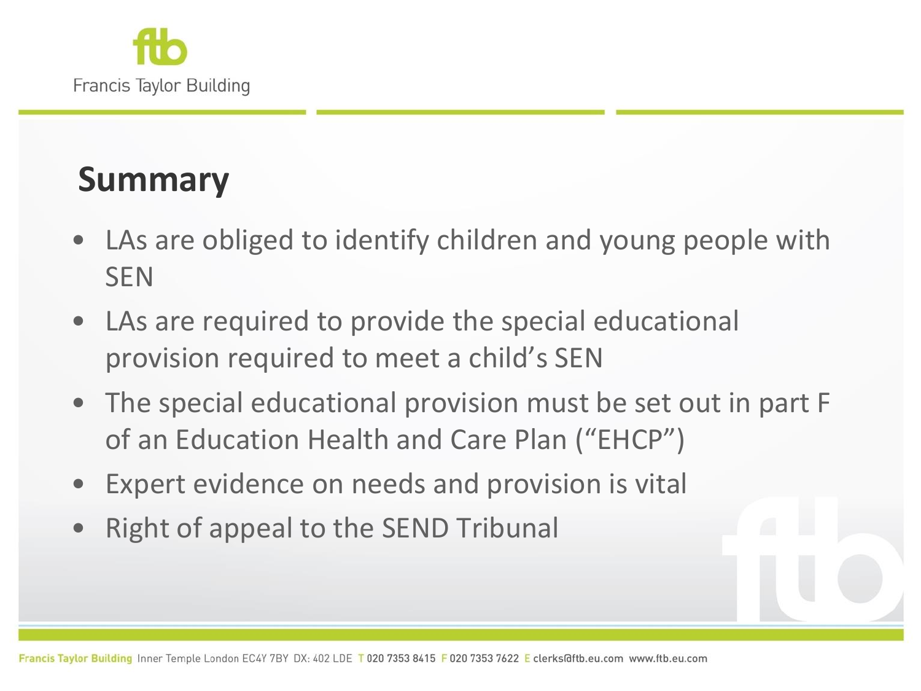## Summary

- LAs are obliged to identify children and young people with SEN
- LAs are required to provide the special educational provision required to meet a child's SEN
- The special educational provision must be set out in part F of an Education Health and Care Plan ("EHCP")
- Expert evidence on needs and provision is vital
- Right of appeal to the SEND Tribunal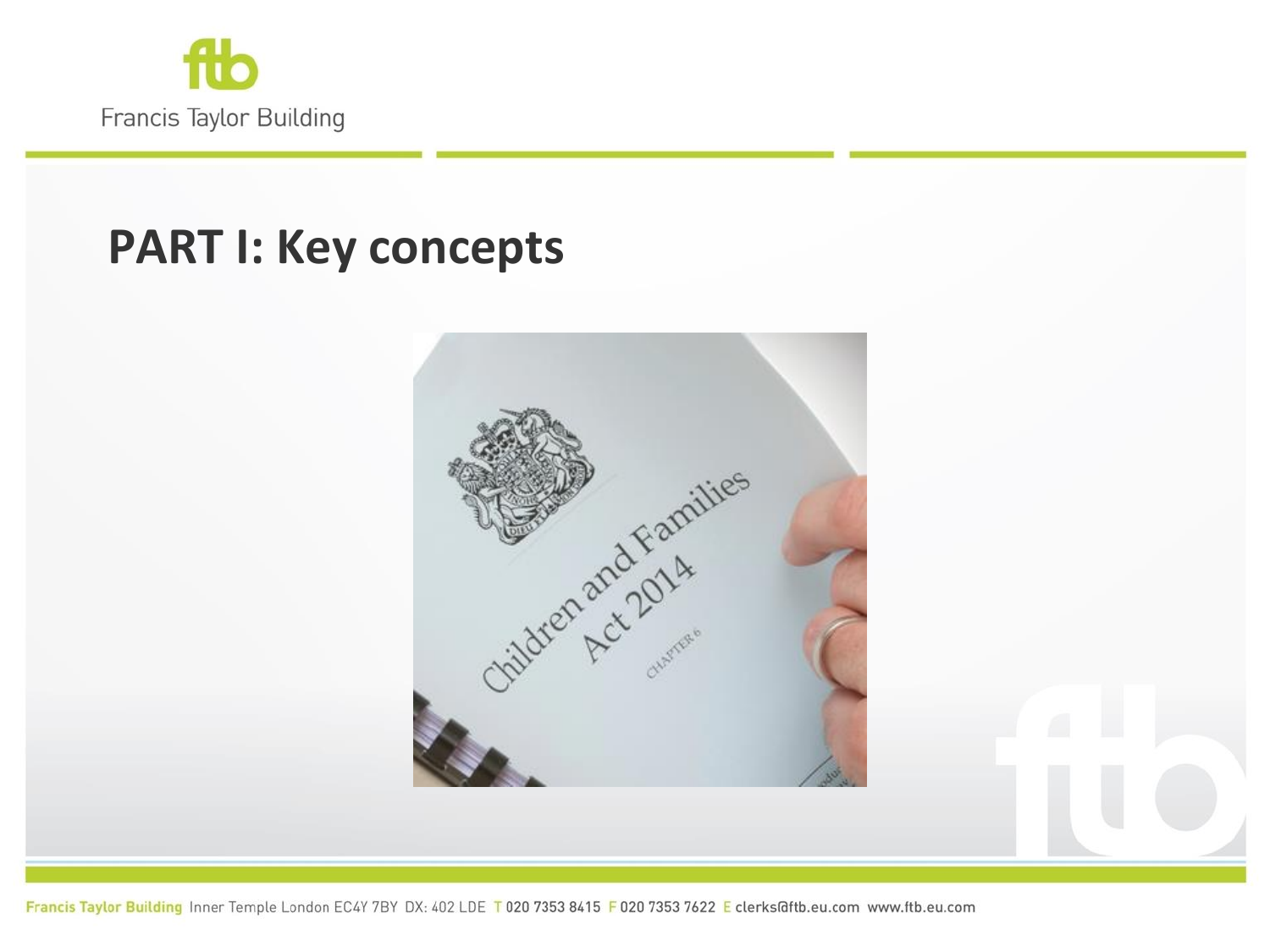# PART I: Key concepts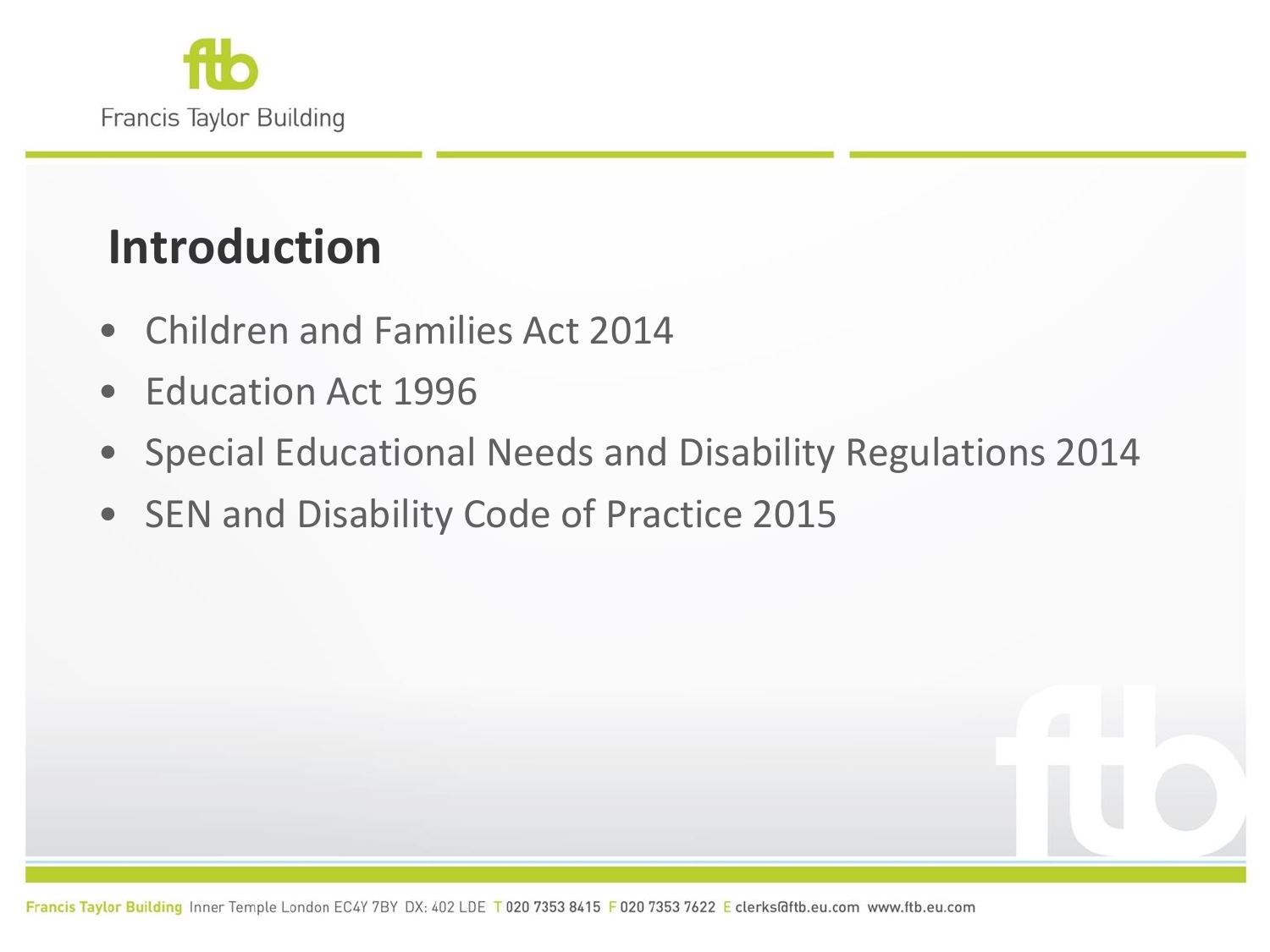# Introduction

- Children and Families Act 2014
- Education Act 1996
- Special Educational Needs and Disability Regulations 2014
- SEN and Disability Code of Practice 2015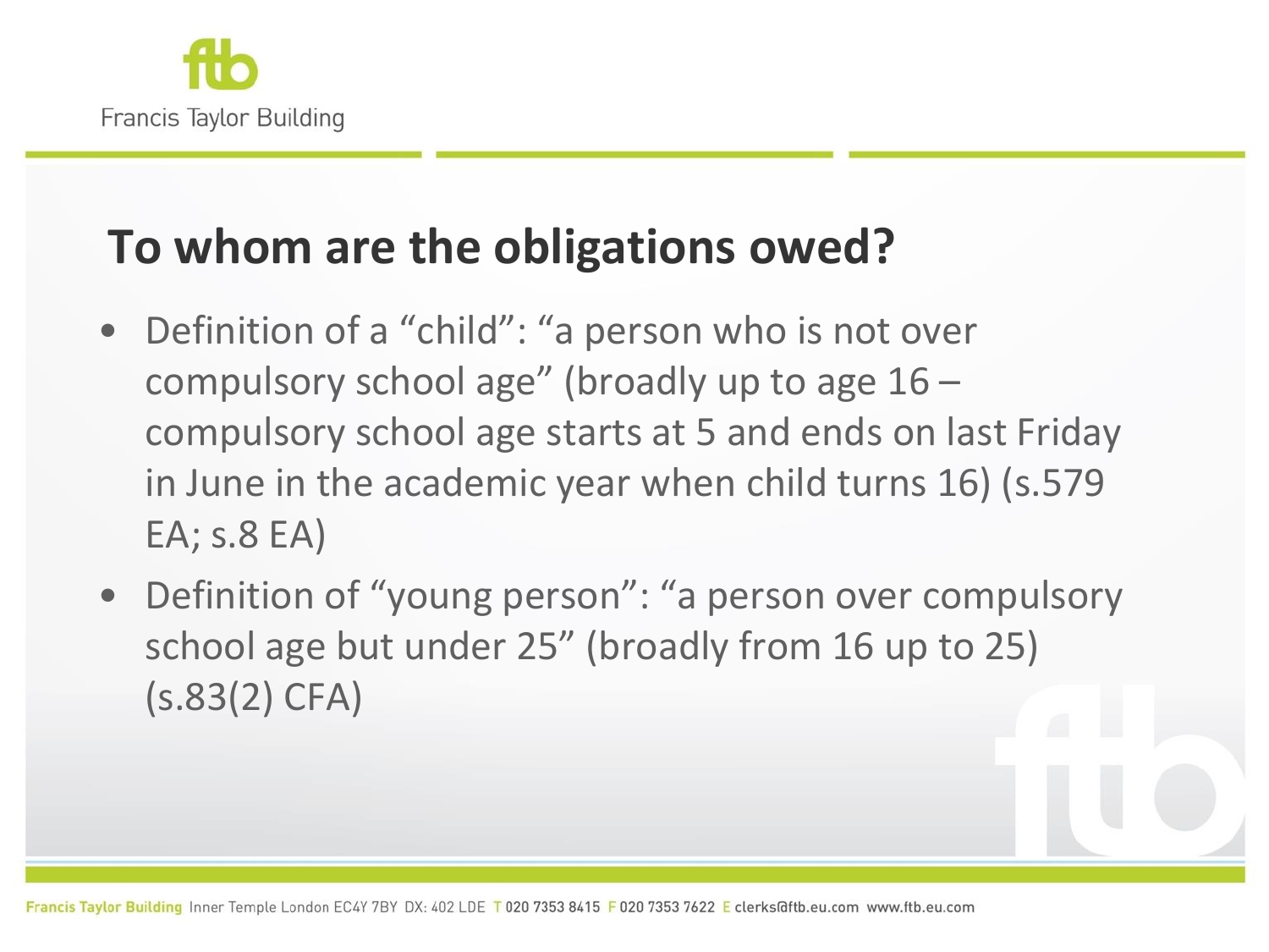## To whom are the obligations owed?

- Definition of a "child": "a person who is not over compulsory school age" (broadly up to age 16 – compulsory school age starts at 5 and ends on last Friday in June in the academic year when child turns 16) (s.579 EA; s.8 EA)
- Definition of "young person": "a person over compulsory school age but under 25" (broadly from 16 up to 25) (s.83(2) CFA)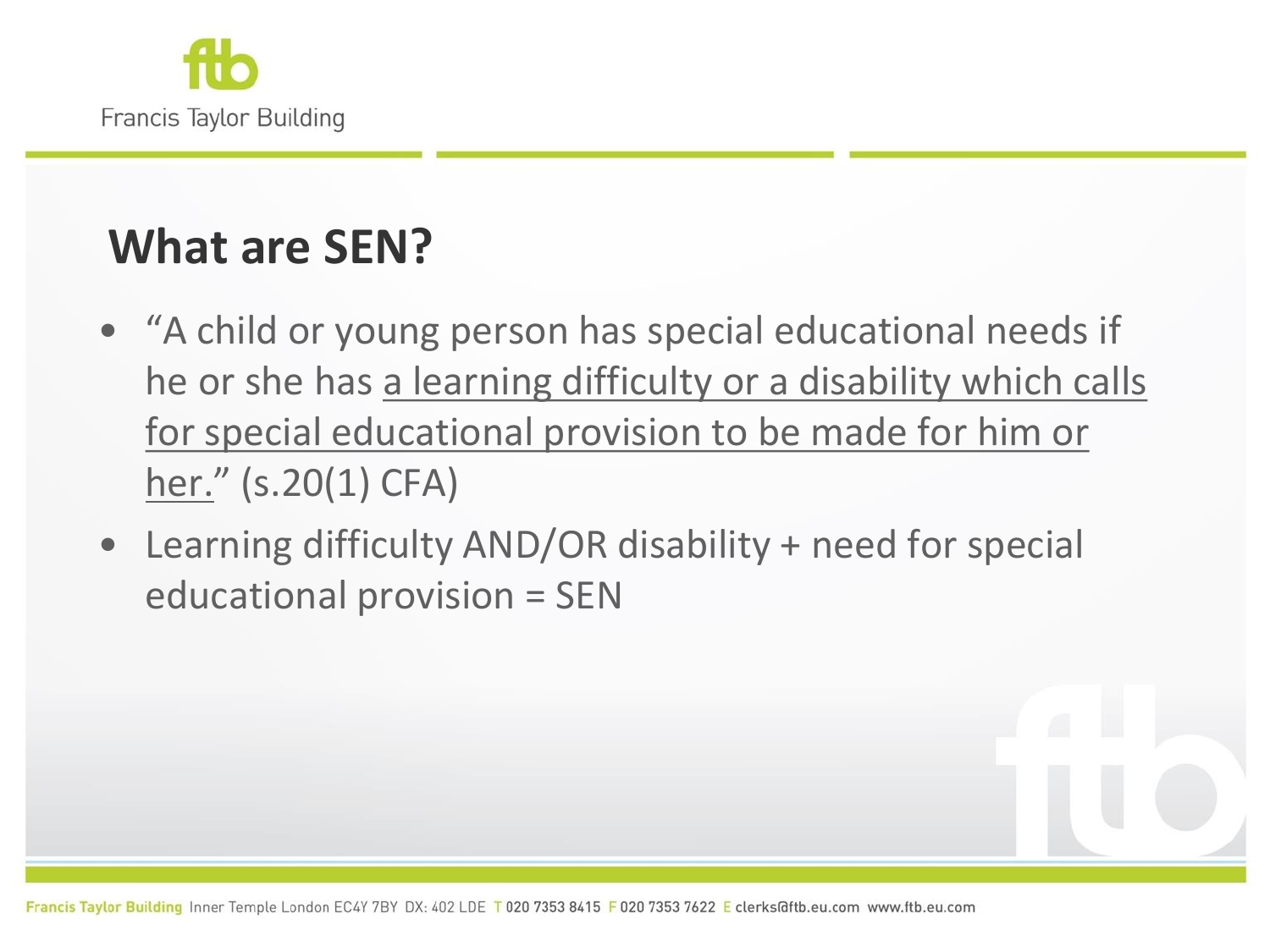## What are SEN?

- "A child or young person has special educational needs if he or she has <u>a learning difficulty or a disability which calls for special educational provision to be made for him or her.</u>" (s.20(1) CFA)
- Learning difficulty AND/OR disability + need for special educational provision = SEN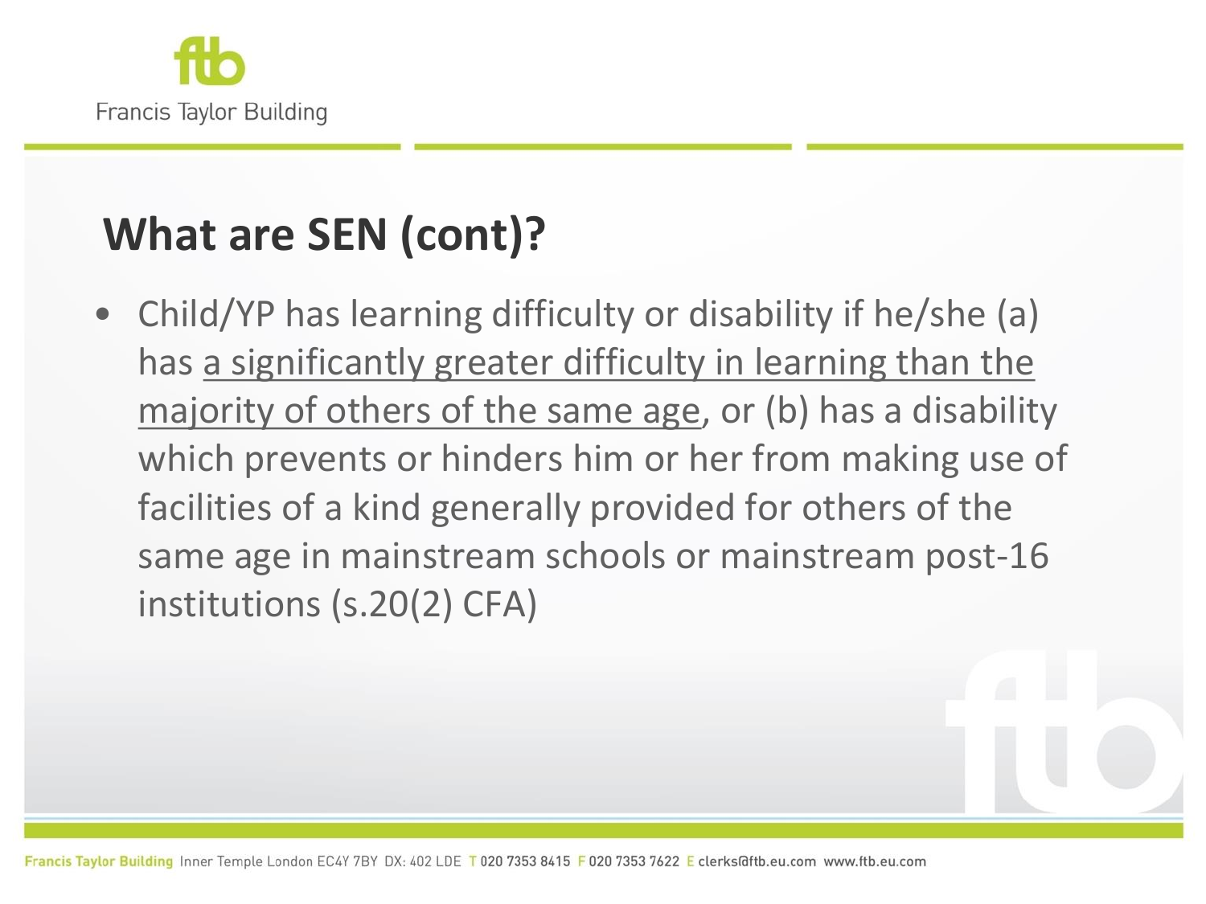## What are SEN (cont)?

- Child/YP has learning difficulty or disability if he/she (a) has <u>a significantly greater difficulty in learning than the majority of others of the same age</u>, or (b) has a disability which prevents or hinders him or her from making use of facilities of a kind generally provided for others of the same age in mainstream schools or mainstream post-16 institutions (s.20(2) CFA)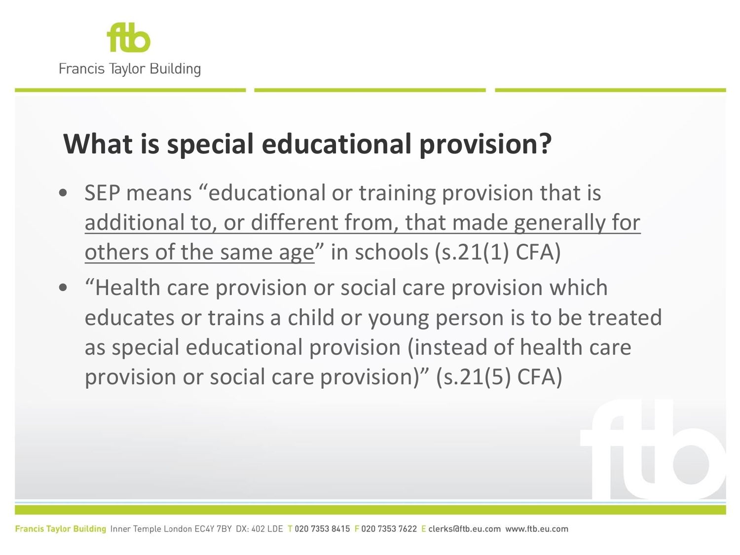## What is special educational provision?

- SEP means "educational or training provision that is <u>additional to, or different from, that made generally for others of the same age</u>" in schools (s.21(1) CFA)
- "Health care provision or social care provision which educates or trains a child or young person is to be treated as special educational provision (instead of health care provision or social care provision)" (s.21(5) CFA)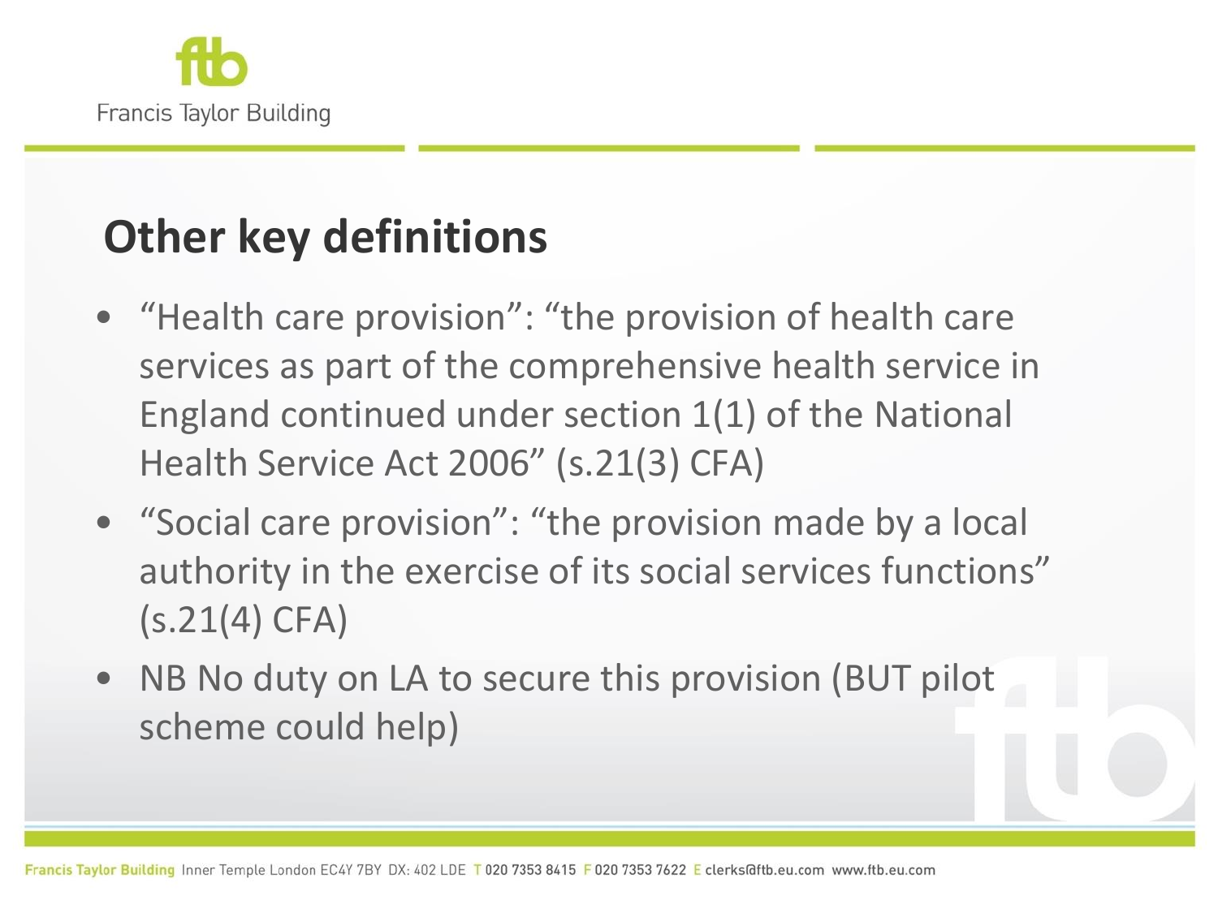## Other key definitions

- "Health care provision": "the provision of health care services as part of the comprehensive health service in England continued under section 1(1) of the National Health Service Act 2006" (s.21(3) CFA)
- "Social care provision": "the provision made by a local authority in the exercise of its social services functions" (s.21(4) CFA)
- NB No duty on LA to secure this provision (BUT pilot scheme could help)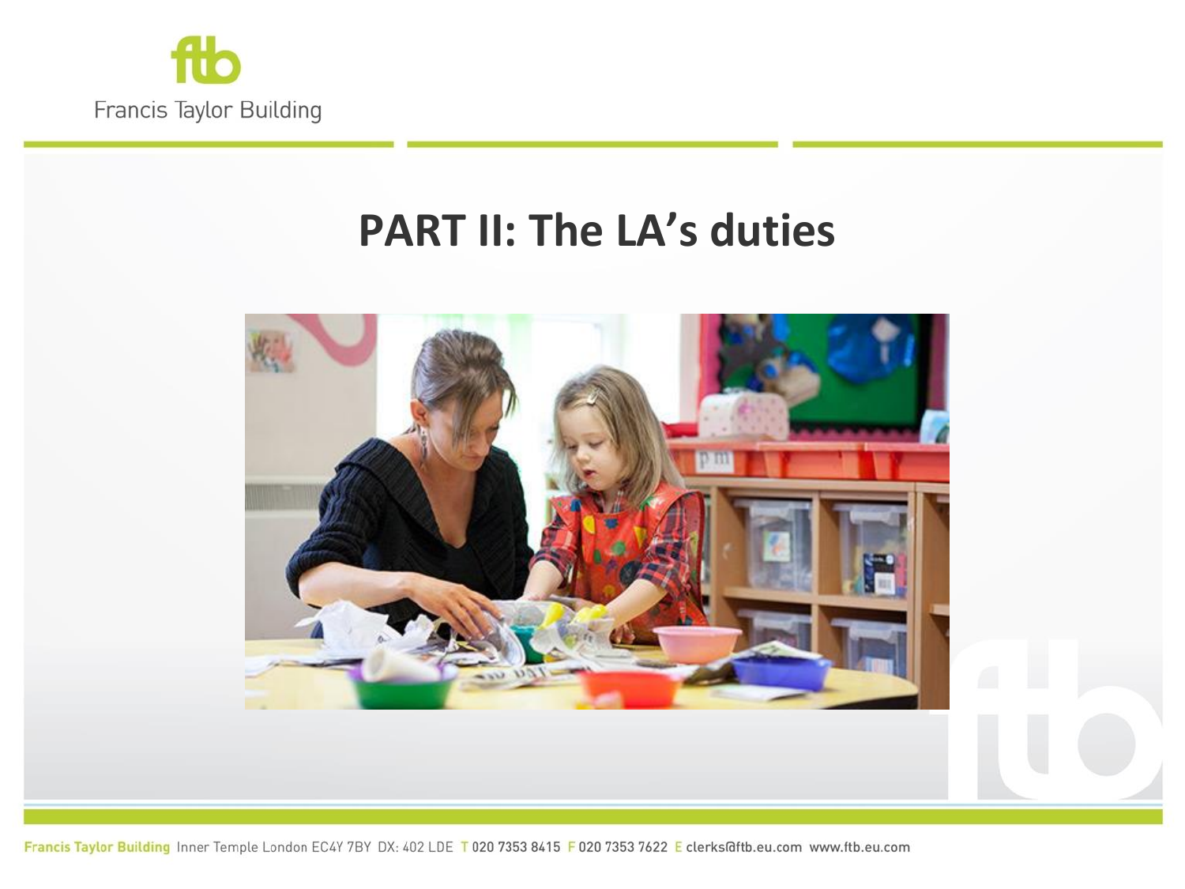# PART II: The LA's duties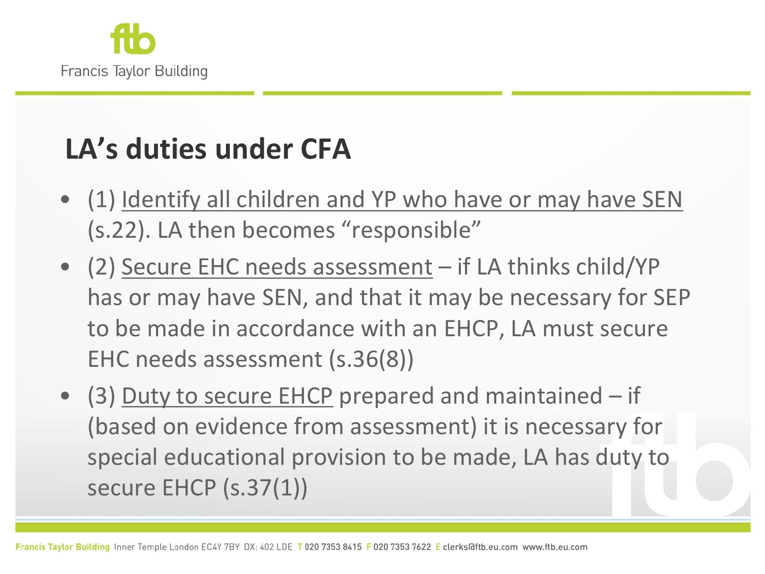## LA's duties under CFA

- (1) Identify all children and YP who have or may have SEN (s.22). LA then becomes "responsible"
- (2) Secure EHC needs assessment – if LA thinks child/YP has or may have SEN, and that it may be necessary for SEP to be made in accordance with an EHCP, LA must secure EHC needs assessment (s.36(8))
- (3) Duty to secure EHCP prepared and maintained – if (based on evidence from assessment) it is necessary for special educational provision to be made, LA has duty to secure EHCP (s.37(1))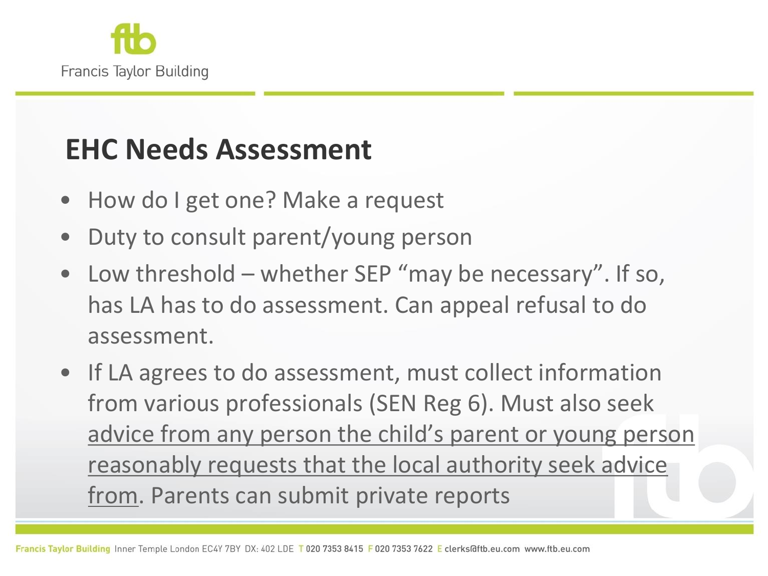## EHC Needs Assessment

- How do I get one? Make a request
- Duty to consult parent/young person
- Low threshold – whether SEP "may be necessary". If so, has LA has to do assessment. Can appeal refusal to do assessment.
- If LA agrees to do assessment, must collect information from various professionals (SEN Reg 6). Must also seek <u>advice from any person the child's parent or young person reasonably requests that the local authority seek advice from</u>. Parents can submit private reports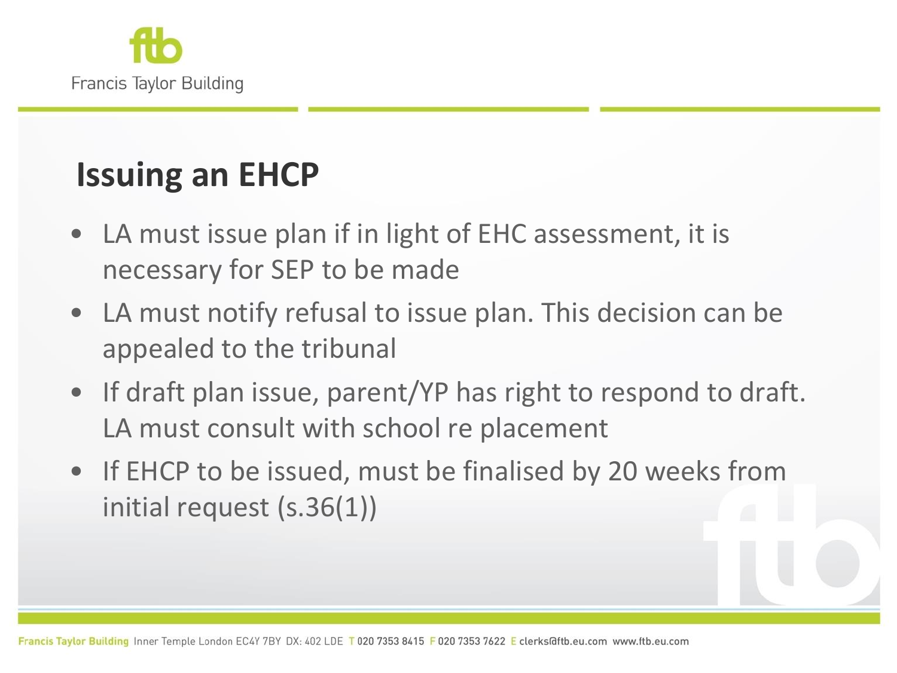## Issuing an EHCP

- LA must issue plan if in light of EHC assessment, it is necessary for SEP to be made
- LA must notify refusal to issue plan. This decision can be appealed to the tribunal
- If draft plan issue, parent/YP has right to respond to draft. LA must consult with school re placement
- If EHCP to be issued, must be finalised by 20 weeks from initial request (s.36(1))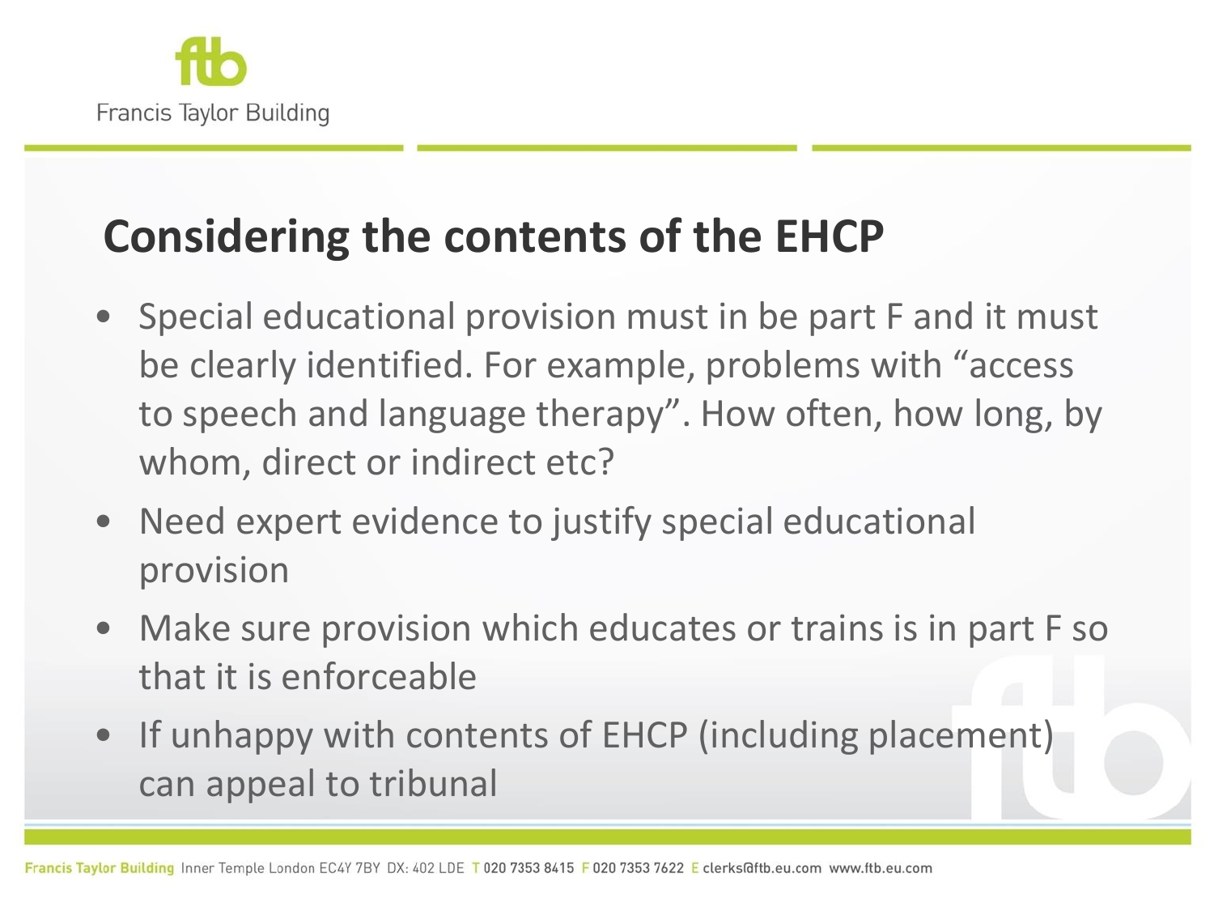## Considering the contents of the EHCP

- Special educational provision must in be part F and it must be clearly identified. For example, problems with "access to speech and language therapy". How often, how long, by whom, direct or indirect etc?
- Need expert evidence to justify special educational provision
- Make sure provision which educates or trains is in part F so that it is enforceable
- If unhappy with contents of EHCP (including placement) can appeal to tribunal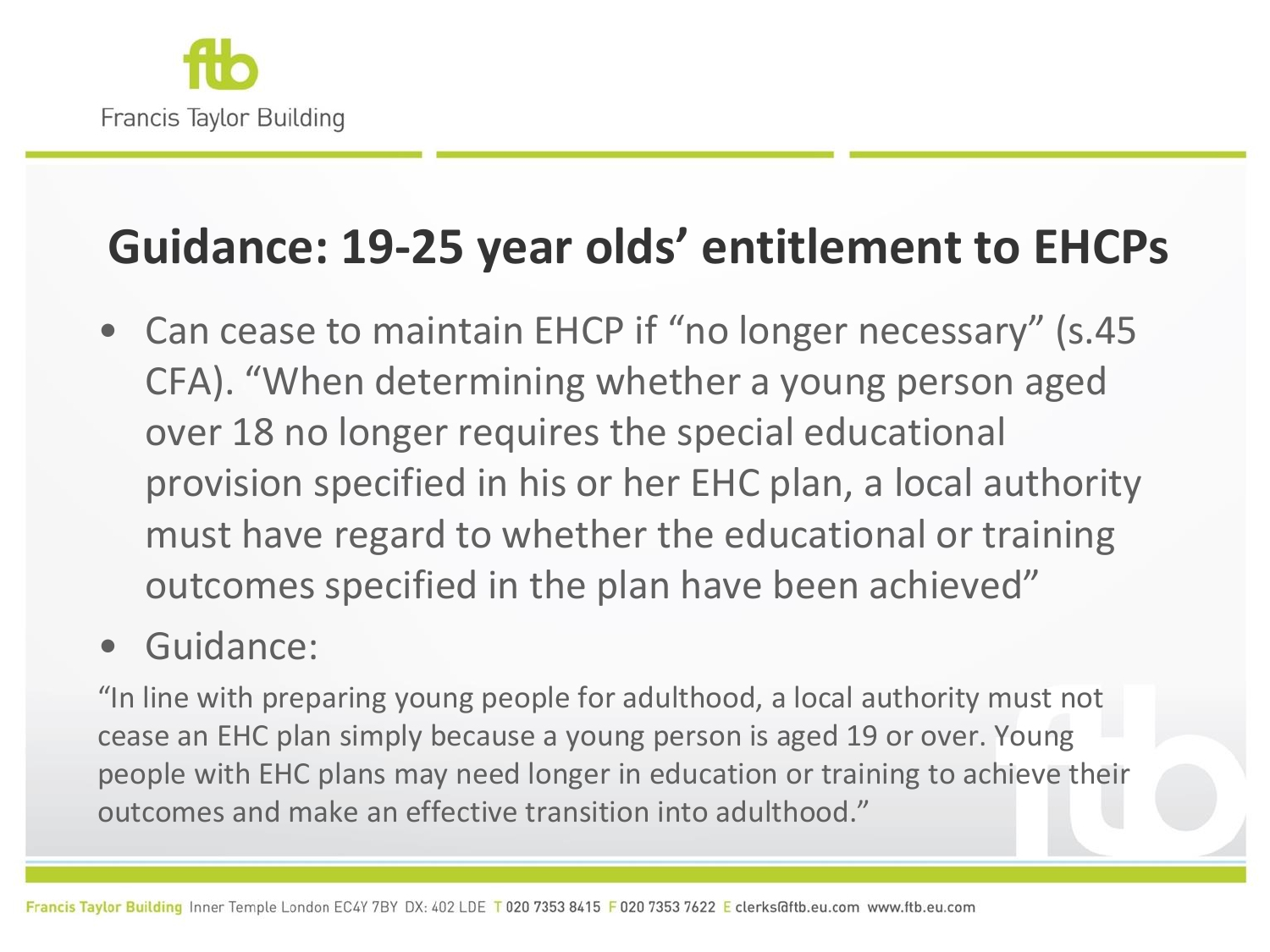# Guidance: 19-25 year olds' entitlement to EHCPs

- Can cease to maintain EHCP if "no longer necessary" (s.45 CFA). "When determining whether a young person aged over 18 no longer requires the special educational provision specified in his or her EHC plan, a local authority must have regard to whether the educational or training outcomes specified in the plan have been achieved"
- Guidance:

"In line with preparing young people for adulthood, a local authority must not cease an EHC plan simply because a young person is aged 19 or over. Young people with EHC plans may need longer in education or training to achieve their outcomes and make an effective transition into adulthood."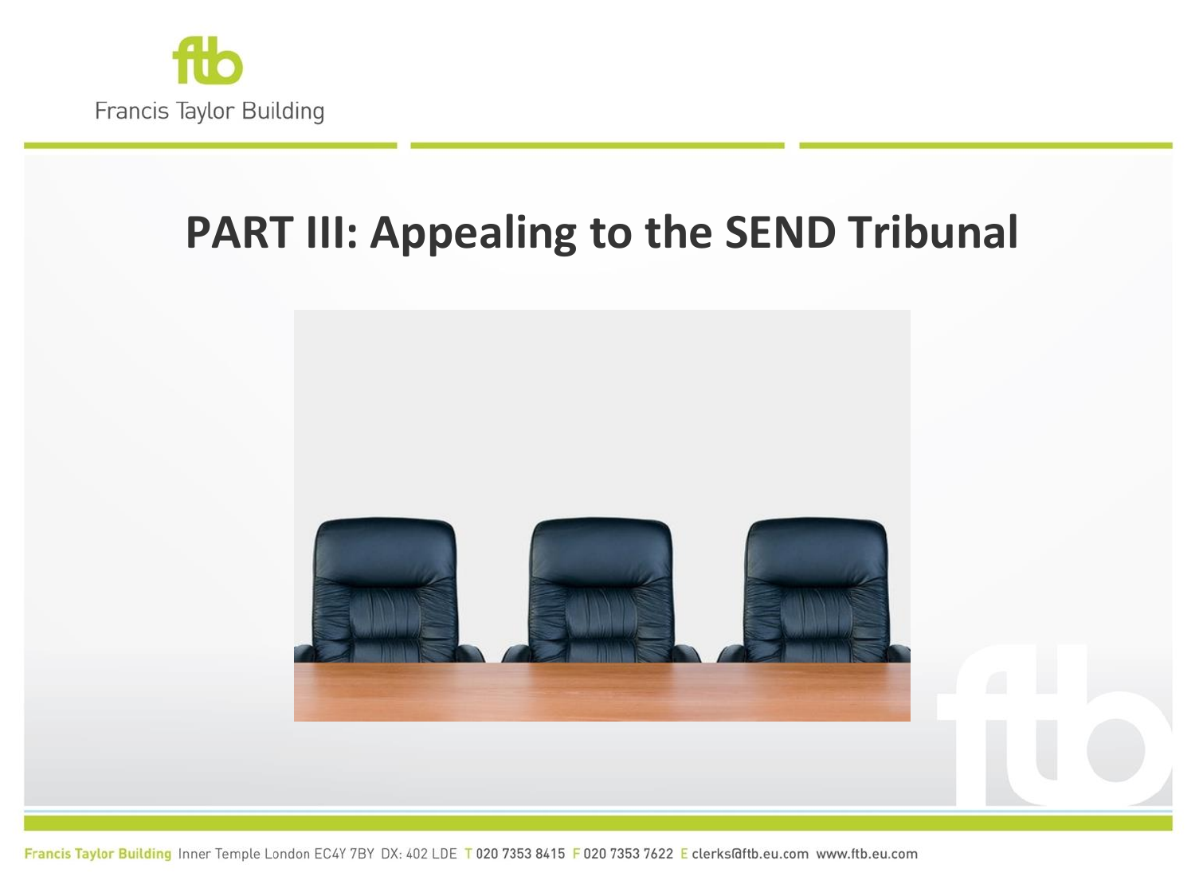# PART III: Appealing to the SEND Tribunal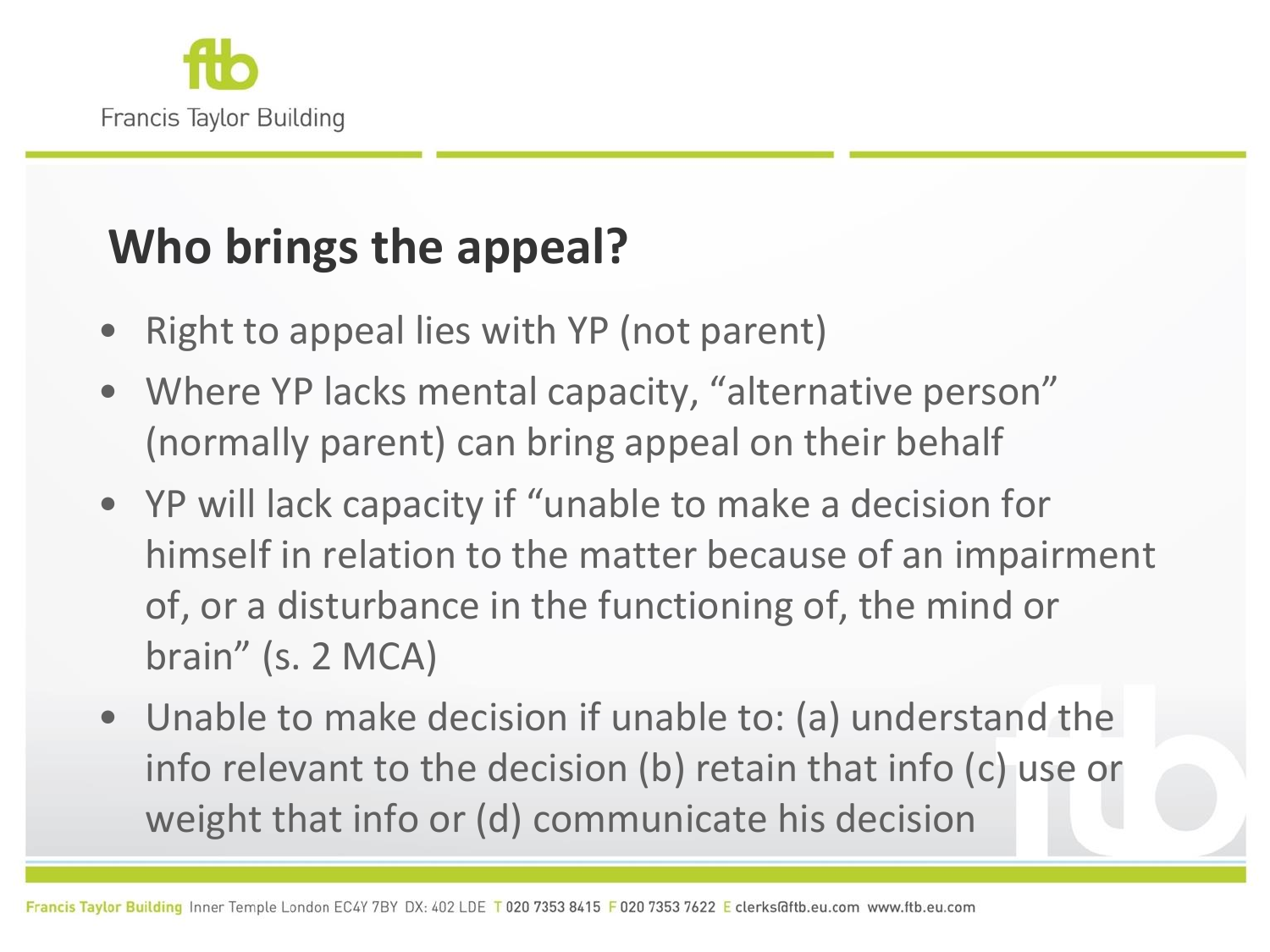## Who brings the appeal?

- Right to appeal lies with YP (not parent)
- Where YP lacks mental capacity, "alternative person" (normally parent) can bring appeal on their behalf
- YP will lack capacity if "unable to make a decision for himself in relation to the matter because of an impairment of, or a disturbance in the functioning of, the mind or brain" (s. 2 MCA)
- Unable to make decision if unable to: (a) understand the info relevant to the decision (b) retain that info (c) use or weight that info or (d) communicate his decision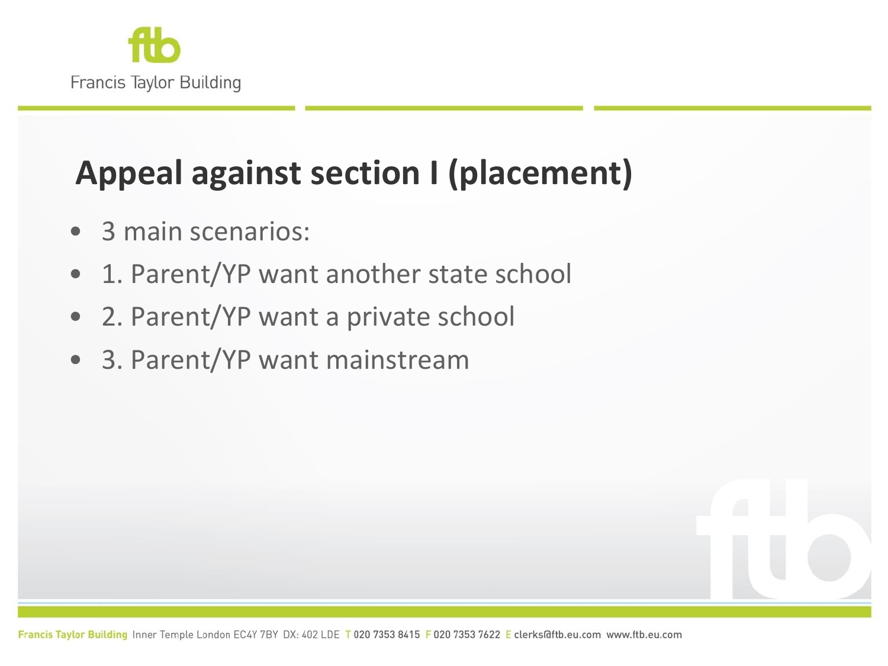## Appeal against section I (placement)

- 3 main scenarios:
- 1. Parent/YP want another state school
- 2. Parent/YP want a private school
- 3. Parent/YP want mainstream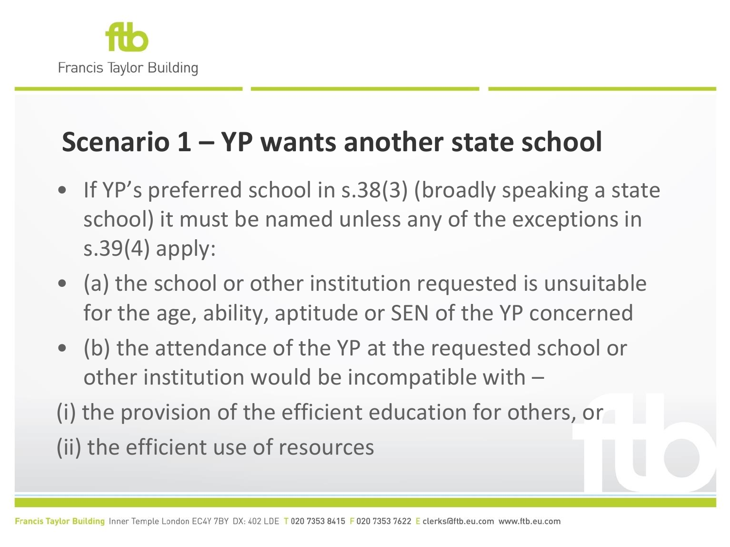## Scenario 1 – YP wants another state school

- If YP's preferred school in s.38(3) (broadly speaking a state school) it must be named unless any of the exceptions in s.39(4) apply:
- (a) the school or other institution requested is unsuitable for the age, ability, aptitude or SEN of the YP concerned
- (b) the attendance of the YP at the requested school or other institution would be incompatible with –

(i) the provision of the efficient education for others, or

(ii) the efficient use of resources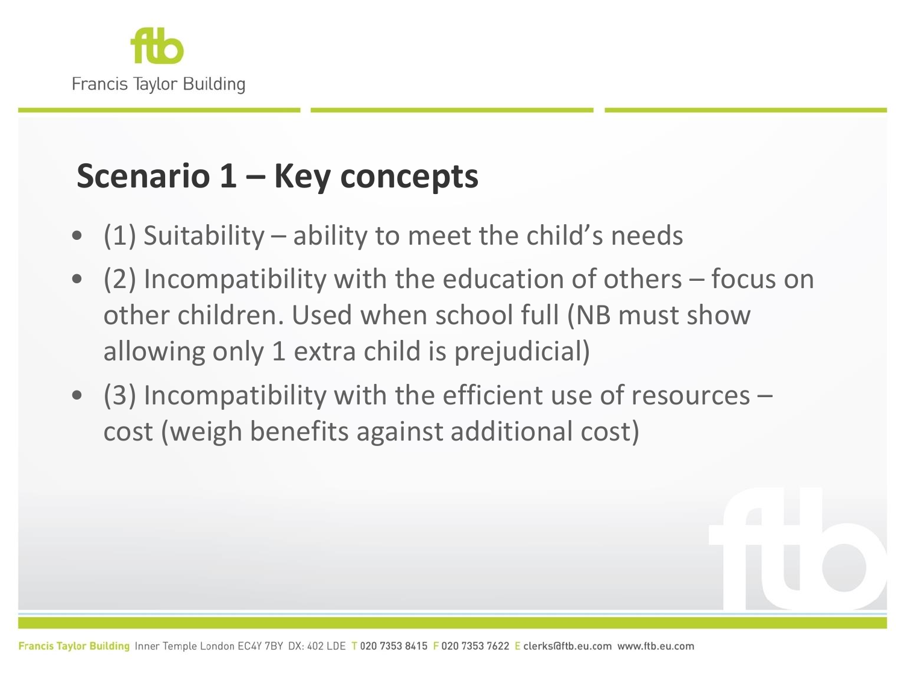## Scenario 1 – Key concepts

- (1) Suitability – ability to meet the child's needs
- (2) Incompatibility with the education of others – focus on other children. Used when school full (NB must show allowing only 1 extra child is prejudicial)
- (3) Incompatibility with the efficient use of resources – cost (weigh benefits against additional cost)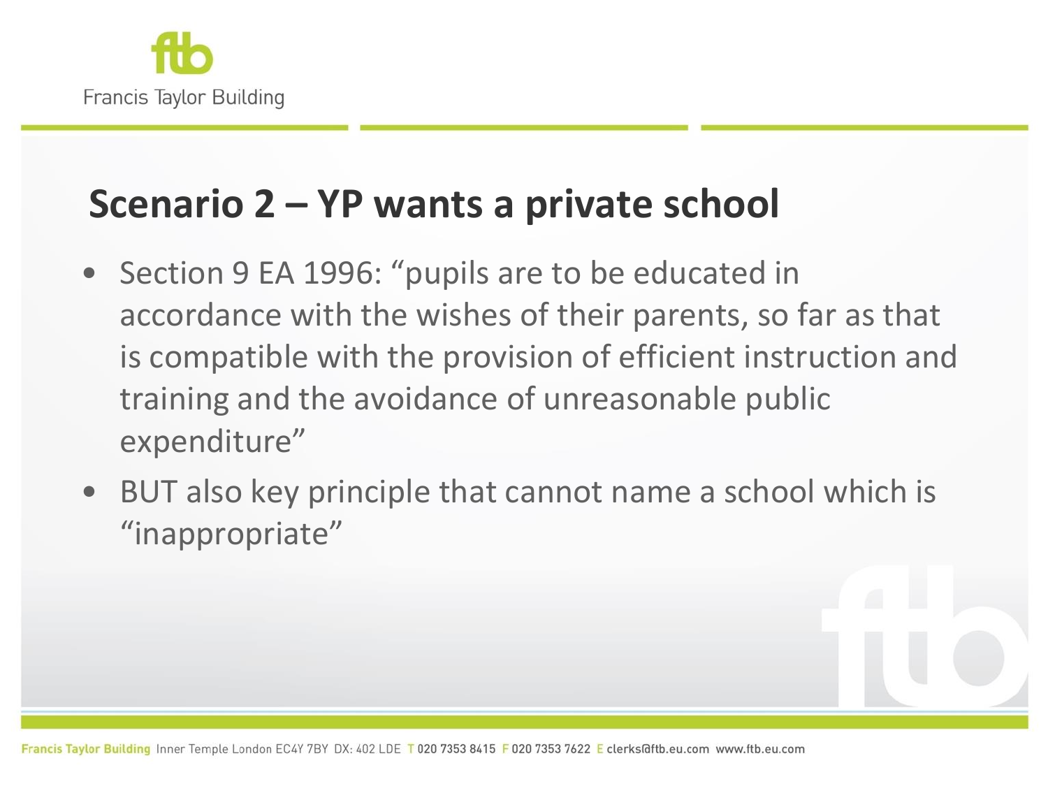## Scenario 2 – YP wants a private school

- Section 9 EA 1996: "pupils are to be educated in accordance with the wishes of their parents, so far as that is compatible with the provision of efficient instruction and training and the avoidance of unreasonable public expenditure"
- BUT also key principle that cannot name a school which is "inappropriate"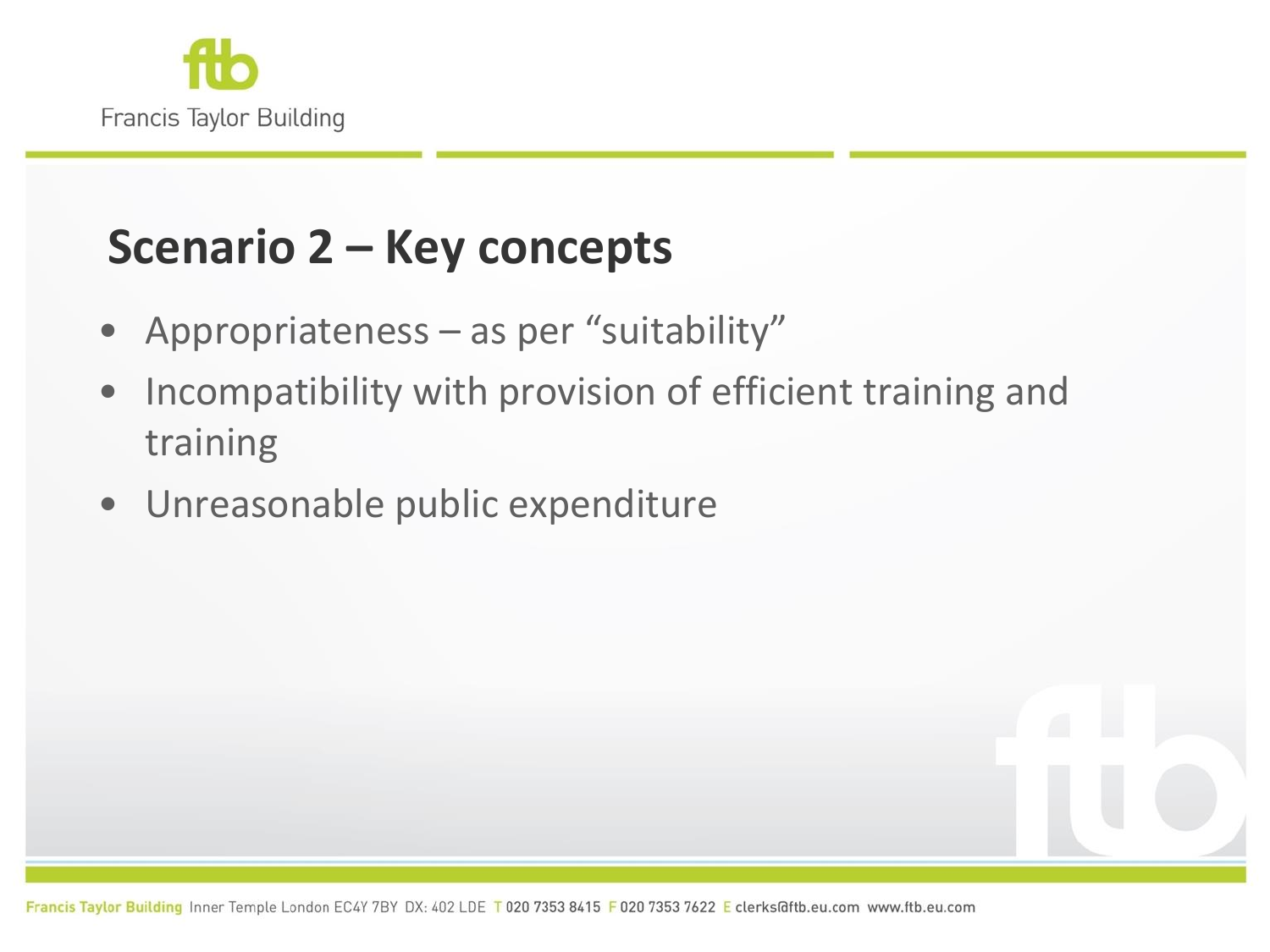# Scenario 2 – Key concepts

- Appropriateness – as per "suitability"
- Incompatibility with provision of efficient training and training
- Unreasonable public expenditure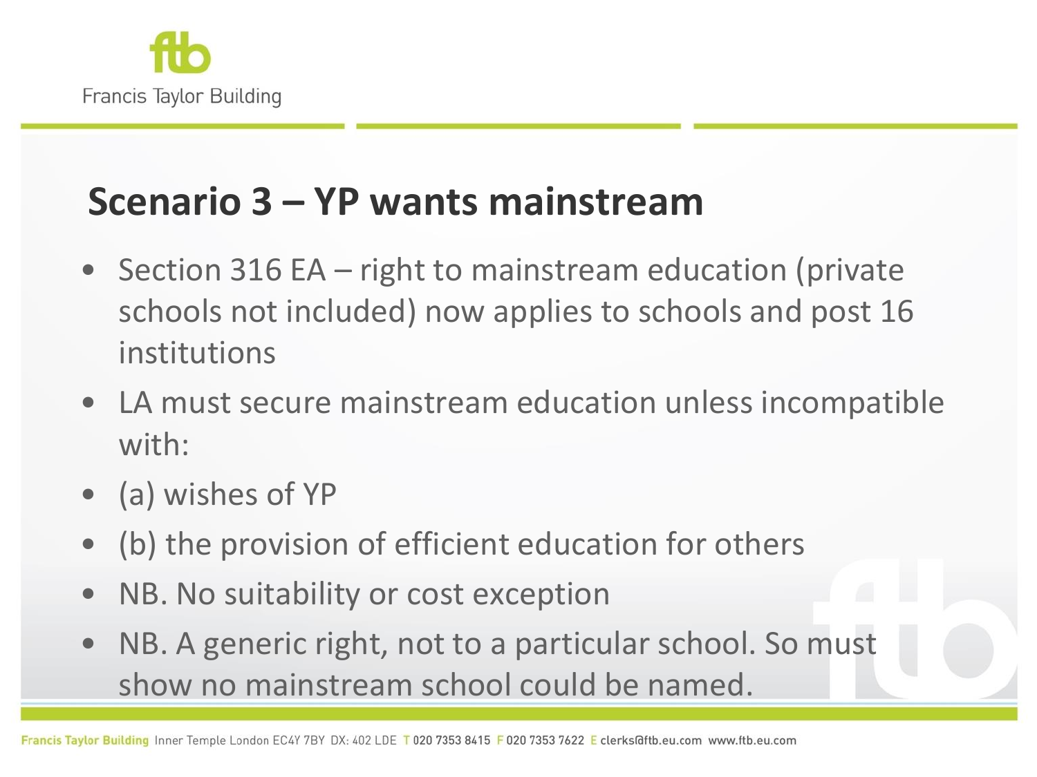## Scenario 3 – YP wants mainstream

- Section 316 EA – right to mainstream education (private schools not included) now applies to schools and post 16 institutions
- LA must secure mainstream education unless incompatible with:
- (a) wishes of YP
- (b) the provision of efficient education for others
- NB. No suitability or cost exception
- NB. A generic right, not to a particular school. So must show no mainstream school could be named.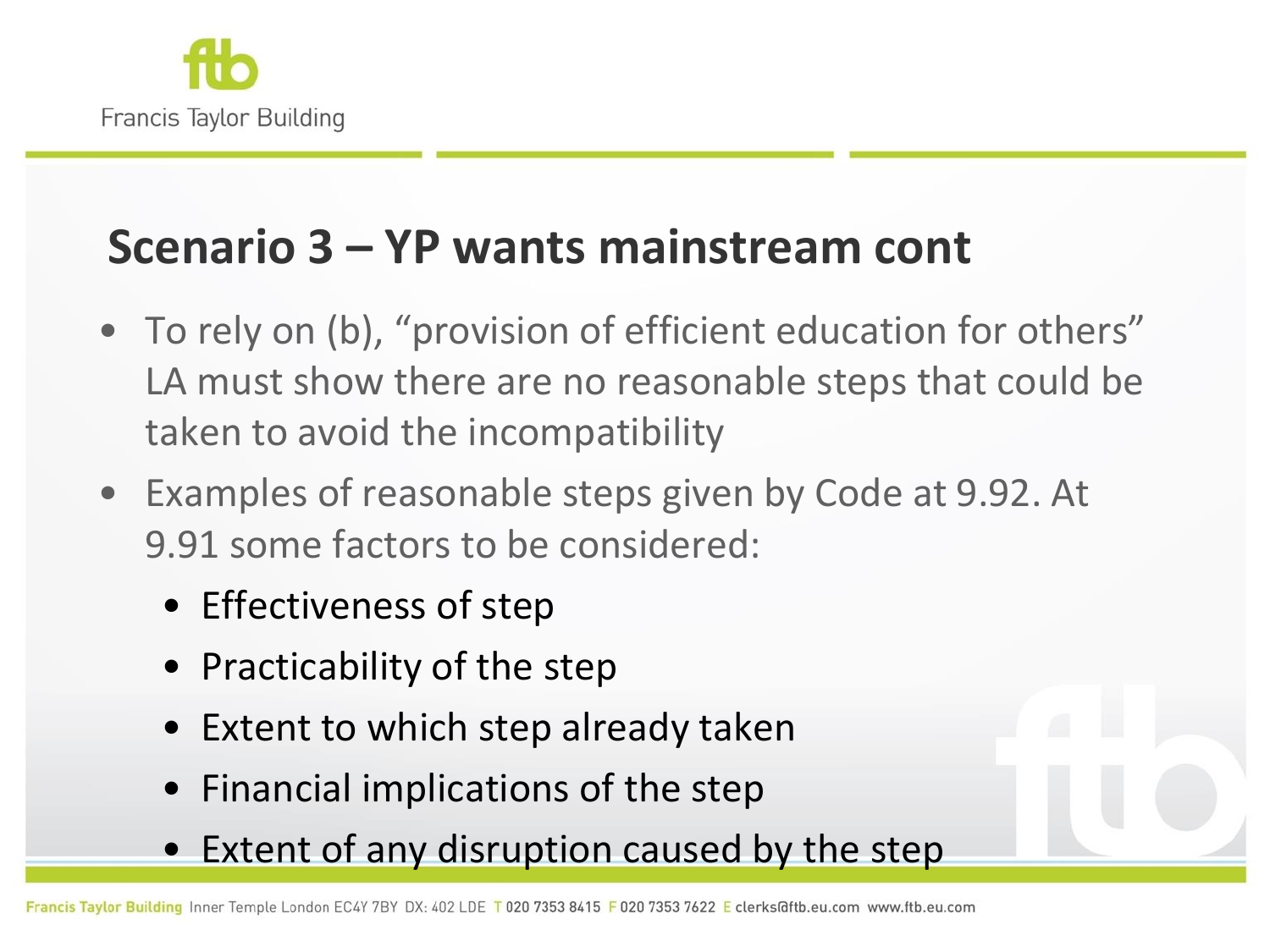## Scenario 3 – YP wants mainstream cont

- To rely on (b), "provision of efficient education for others" LA must show there are no reasonable steps that could be taken to avoid the incompatibility
- Examples of reasonable steps given by Code at 9.92. At 9.91 some factors to be considered:
  - Effectiveness of step
  - Practicability of the step
  - Extent to which step already taken
  - Financial implications of the step
  - Extent of any disruption caused by the step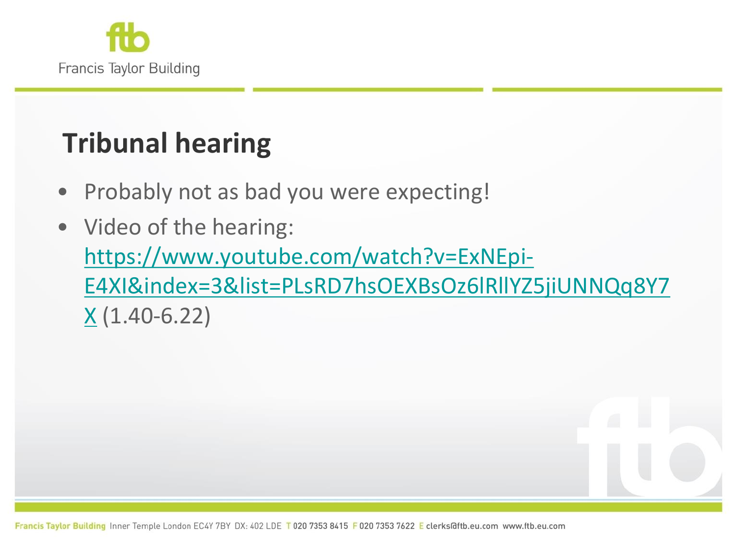## Tribunal hearing

- Probably not as bad you were expecting!
- Video of the hearing: https://www.youtube.com/watch?v=ExNEpi-E4XI&index=3&list=PLsRD7hsOEXBsOz6lRllYZ5jiUNNQq8Y7X (1.40-6.22)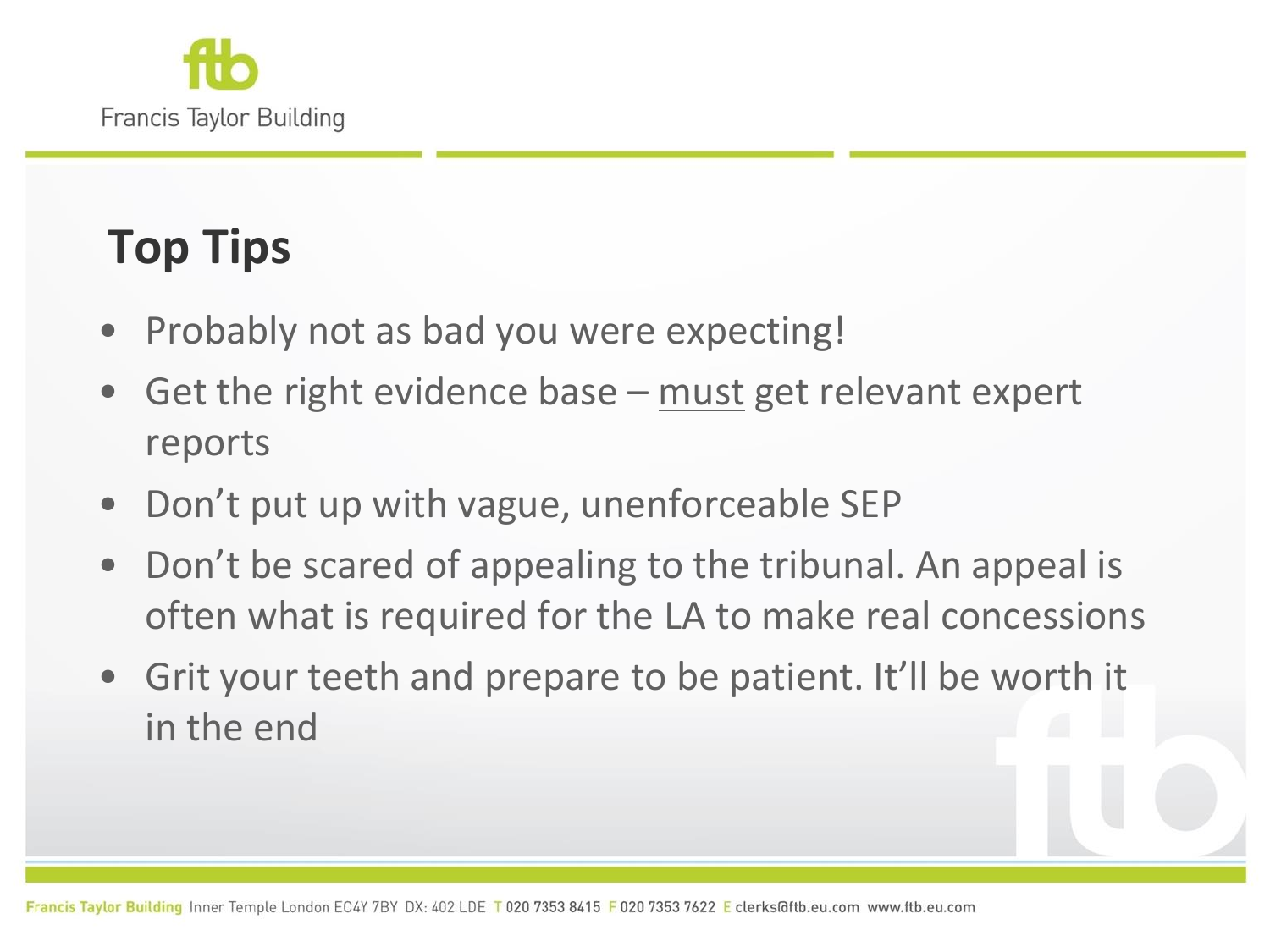## Top Tips

- Probably not as bad you were expecting!
- Get the right evidence base – <u>must</u> get relevant expert reports
- Don't put up with vague, unenforceable SEP
- Don't be scared of appealing to the tribunal. An appeal is often what is required for the LA to make real concessions
- Grit your teeth and prepare to be patient. It'll be worth it in the end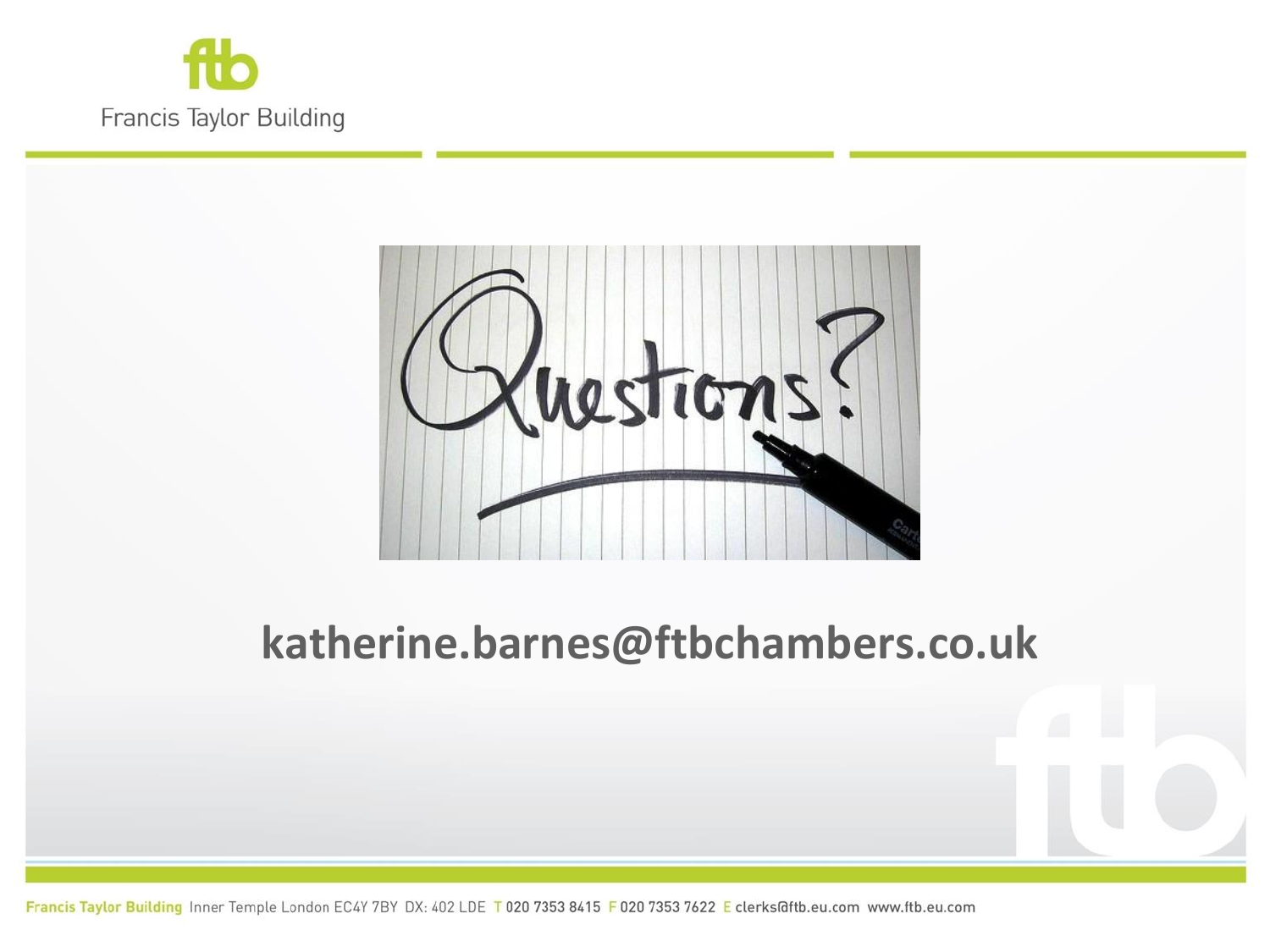Questions?

**katherine.barnes@ftbchambers.co.uk**